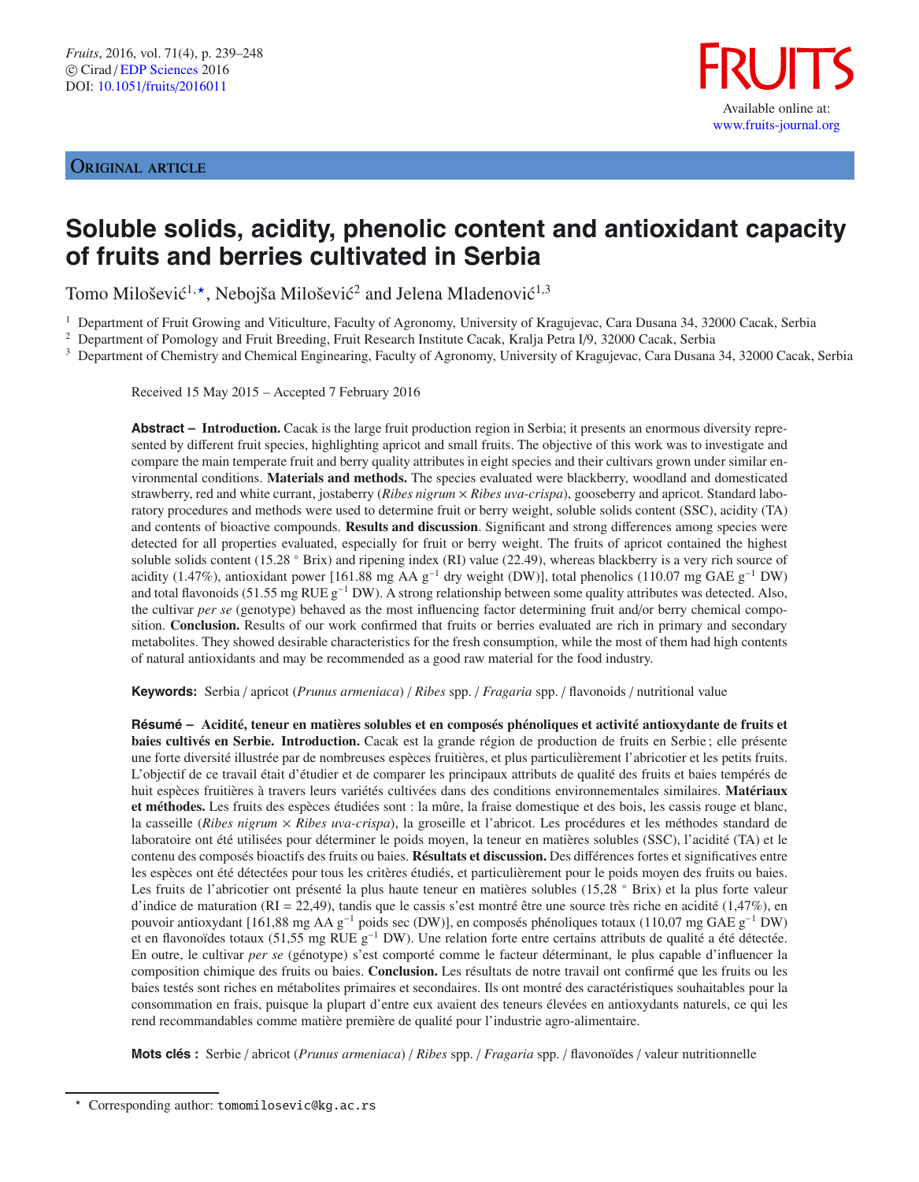Original article

# Soluble solids, acidity, phenolic content and antioxidant capacity of fruits and berries cultivated in Serbia

Tomo Milošević[1,⋆], Nebojša Milošević[2] and Jelena Mladenović[1,3]

[1] Department of Fruit Growing and Viticulture, Faculty of Agronomy, University of Kragujevac, Cara Dusana 34, 32000 Cacak, Serbia
[2] Department of Pomology and Fruit Breeding, Fruit Research Institute Cacak, Kralja Petra I/9, 32000 Cacak, Serbia
[3] Department of Chemistry and Chemical Enginearing, Faculty of Agronomy, University of Kragujevac, Cara Dusana 34, 32000 Cacak, Serbia

Received 15 May 2015 – Accepted 7 February 2016

**Abstract – Introduction.** Cacak is the large fruit production region in Serbia; it presents an enormous diversity represented by different fruit species, highlighting apricot and small fruits. The objective of this work was to investigate and compare the main temperate fruit and berry quality attributes in eight species and their cultivars grown under similar environmental conditions. **Materials and methods.** The species evaluated were blackberry, woodland and domesticated strawberry, red and white currant, jostaberry (*Ribes nigrum* × *Ribes uva-crispa*), gooseberry and apricot. Standard laboratory procedures and methods were used to determine fruit or berry weight, soluble solids content (SSC), acidity (TA) and contents of bioactive compounds. **Results and discussion**. Significant and strong differences among species were detected for all properties evaluated, especially for fruit or berry weight. The fruits of apricot contained the highest soluble solids content (15.28 ° Brix) and ripening index (RI) value (22.49), whereas blackberry is a very rich source of acidity (1.47%), antioxidant power [161.88 mg AA $g^{-1}$ dry weight (DW)], total phenolics (110.07 mg GAE $g^{-1}$ DW) and total flavonoids (51.55 mg RUE $g^{-1}$ DW). A strong relationship between some quality attributes was detected. Also, the cultivar *per se* (genotype) behaved as the most influencing factor determining fruit and/or berry chemical composition. **Conclusion.** Results of our work confirmed that fruits or berries evaluated are rich in primary and secondary metabolites. They showed desirable characteristics for the fresh consumption, while the most of them had high contents of natural antioxidants and may be recommended as a good raw material for the food industry.

**Keywords:** Serbia / apricot (*Prunus armeniaca*) / *Ribes* spp. / *Fragaria* spp. / flavonoids / nutritional value

**Résumé – Acidité, teneur en matières solubles et en composés phénoliques et activité antioxydante de fruits et baies cultivés en Serbie. Introduction.** Cacak est la grande région de production de fruits en Serbie ; elle présente une forte diversité illustrée par de nombreuses espèces fruitières, et plus particulièrement l'abricotier et les petits fruits. L'objectif de ce travail était d'étudier et de comparer les principaux attributs de qualité des fruits et baies tempérés de huit espèces fruitières à travers leurs variétés cultivées dans des conditions environnementales similaires. **Matériaux et méthodes.** Les fruits des espèces étudiées sont : la mûre, la fraise domestique et des bois, les cassis rouge et blanc, la casseille (*Ribes nigrum* × *Ribes uva-crispa*), la groseille et l'abricot. Les procédures et les méthodes standard de laboratoire ont été utilisées pour déterminer le poids moyen, la teneur en matières solubles (SSC), l'acidité (TA) et le contenu des composés bioactifs des fruits ou baies. **Résultats et discussion.** Des différences fortes et significatives entre les espèces ont été détectées pour tous les critères étudiés, et particulièrement pour le poids moyen des fruits ou baies. Les fruits de l'abricotier ont présenté la plus haute teneur en matières solubles (15,28 ° Brix) et la plus forte valeur d'indice de maturation (RI = 22,49), tandis que le cassis s'est montré être une source très riche en acidité (1,47%), en pouvoir antioxydant [161,88 mg AA $g^{-1}$ poids sec (DW)], en composés phénoliques totaux (110,07 mg GAE $g^{-1}$ DW) et en flavonoïdes totaux (51,55 mg RUE $g^{-1}$ DW). Une relation forte entre certains attributs de qualité a été détectée. En outre, le cultivar *per se* (génotype) s'est comporté comme le facteur déterminant, le plus capable d'influencer la composition chimique des fruits ou baies. **Conclusion.** Les résultats de notre travail ont confirmé que les fruits ou les baies testés sont riches en métabolites primaires et secondaires. Ils ont montré des caractéristiques souhaitables pour la consommation en frais, puisque la plupart d'entre eux avaient des teneurs élevées en antioxydants naturels, ce qui les rend recommandables comme matière première de qualité pour l'industrie agro-alimentaire.

**Mots clés :** Serbie / abricot (*Prunus armeniaca*) / *Ribes* spp. / *Fragaria* spp. / flavonoïdes / valeur nutritionnelle

⋆ Corresponding author: tomomilosevic@kg.ac.rs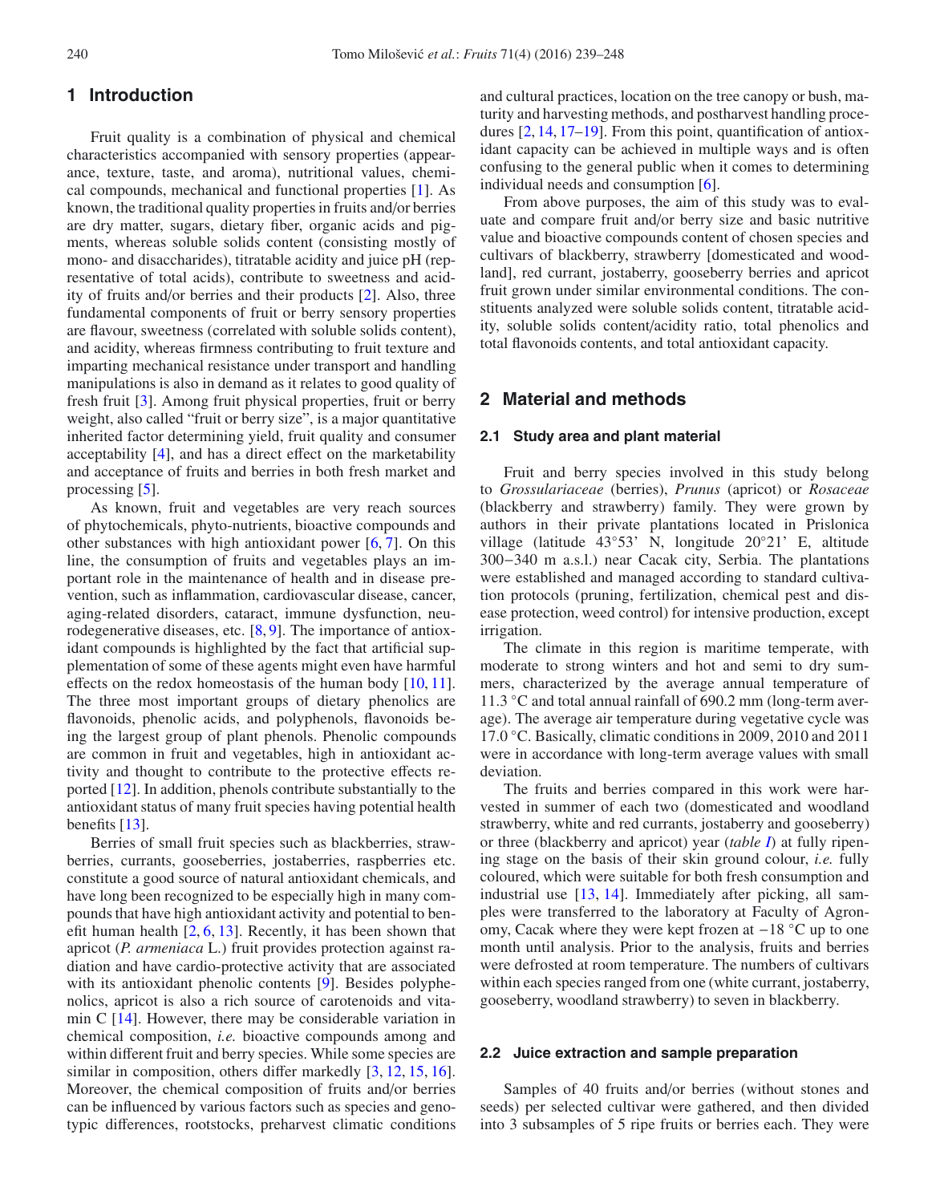## 1 Introduction

Fruit quality is a combination of physical and chemical characteristics accompanied with sensory properties (appearance, texture, taste, and aroma), nutritional values, chemical compounds, mechanical and functional properties [1]. As known, the traditional quality properties in fruits and/or berries are dry matter, sugars, dietary fiber, organic acids and pigments, whereas soluble solids content (consisting mostly of mono- and disaccharides), titratable acidity and juice pH (representative of total acids), contribute to sweetness and acidity of fruits and/or berries and their products [2]. Also, three fundamental components of fruit or berry sensory properties are flavour, sweetness (correlated with soluble solids content), and acidity, whereas firmness contributing to fruit texture and imparting mechanical resistance under transport and handling manipulations is also in demand as it relates to good quality of fresh fruit [3]. Among fruit physical properties, fruit or berry weight, also called "fruit or berry size", is a major quantitative inherited factor determining yield, fruit quality and consumer acceptability [4], and has a direct effect on the marketability and acceptance of fruits and berries in both fresh market and processing [5].

As known, fruit and vegetables are very reach sources of phytochemicals, phyto-nutrients, bioactive compounds and other substances with high antioxidant power [6, 7]. On this line, the consumption of fruits and vegetables plays an important role in the maintenance of health and in disease prevention, such as inflammation, cardiovascular disease, cancer, aging-related disorders, cataract, immune dysfunction, neurodegenerative diseases, etc. [8, 9]. The importance of antioxidant compounds is highlighted by the fact that artificial supplementation of some of these agents might even have harmful effects on the redox homeostasis of the human body [10, 11]. The three most important groups of dietary phenolics are flavonoids, phenolic acids, and polyphenols, flavonoids being the largest group of plant phenols. Phenolic compounds are common in fruit and vegetables, high in antioxidant activity and thought to contribute to the protective effects reported [12]. In addition, phenols contribute substantially to the antioxidant status of many fruit species having potential health benefits [13].

Berries of small fruit species such as blackberries, strawberries, currants, gooseberries, jostaberries, raspberries etc. constitute a good source of natural antioxidant chemicals, and have long been recognized to be especially high in many compounds that have high antioxidant activity and potential to benefit human health [2, 6, 13]. Recently, it has been shown that apricot (*P. armeniaca* L.) fruit provides protection against radiation and have cardio-protective activity that are associated with its antioxidant phenolic contents [9]. Besides polyphenolics, apricot is also a rich source of carotenoids and vitamin C [14]. However, there may be considerable variation in chemical composition, *i.e.* bioactive compounds among and within different fruit and berry species. While some species are similar in composition, others differ markedly [3, 12, 15, 16]. Moreover, the chemical composition of fruits and/or berries can be influenced by various factors such as species and genotypic differences, rootstocks, preharvest climatic conditions and cultural practices, location on the tree canopy or bush, maturity and harvesting methods, and postharvest handling procedures [2, 14, 17–19]. From this point, quantification of antioxidant capacity can be achieved in multiple ways and is often confusing to the general public when it comes to determining individual needs and consumption [6].

From above purposes, the aim of this study was to evaluate and compare fruit and/or berry size and basic nutritive value and bioactive compounds content of chosen species and cultivars of blackberry, strawberry [domesticated and woodland], red currant, jostaberry, gooseberry berries and apricot fruit grown under similar environmental conditions. The constituents analyzed were soluble solids content, titratable acidity, soluble solids content/acidity ratio, total phenolics and total flavonoids contents, and total antioxidant capacity.

## 2 Material and methods

### 2.1 Study area and plant material

Fruit and berry species involved in this study belong to *Grossulariaceae* (berries), *Prunus* (apricot) or *Rosaceae* (blackberry and strawberry) family. They were grown by authors in their private plantations located in Prislonica village (latitude 43°53' N, longitude 20°21' E, altitude 300−340 m a.s.l.) near Cacak city, Serbia. The plantations were established and managed according to standard cultivation protocols (pruning, fertilization, chemical pest and disease protection, weed control) for intensive production, except irrigation.

The climate in this region is maritime temperate, with moderate to strong winters and hot and semi to dry summers, characterized by the average annual temperature of 11.3 °C and total annual rainfall of 690.2 mm (long-term average). The average air temperature during vegetative cycle was 17.0 °C. Basically, climatic conditions in 2009, 2010 and 2011 were in accordance with long-term average values with small deviation.

The fruits and berries compared in this work were harvested in summer of each two (domesticated and woodland strawberry, white and red currants, jostaberry and gooseberry) or three (blackberry and apricot) year (*table I*) at fully ripening stage on the basis of their skin ground colour, *i.e.* fully coloured, which were suitable for both fresh consumption and industrial use [13, 14]. Immediately after picking, all samples were transferred to the laboratory at Faculty of Agronomy, Cacak where they were kept frozen at −18 °C up to one month until analysis. Prior to the analysis, fruits and berries were defrosted at room temperature. The numbers of cultivars within each species ranged from one (white currant, jostaberry, gooseberry, woodland strawberry) to seven in blackberry.

### 2.2 Juice extraction and sample preparation

Samples of 40 fruits and/or berries (without stones and seeds) per selected cultivar were gathered, and then divided into 3 subsamples of 5 ripe fruits or berries each. They were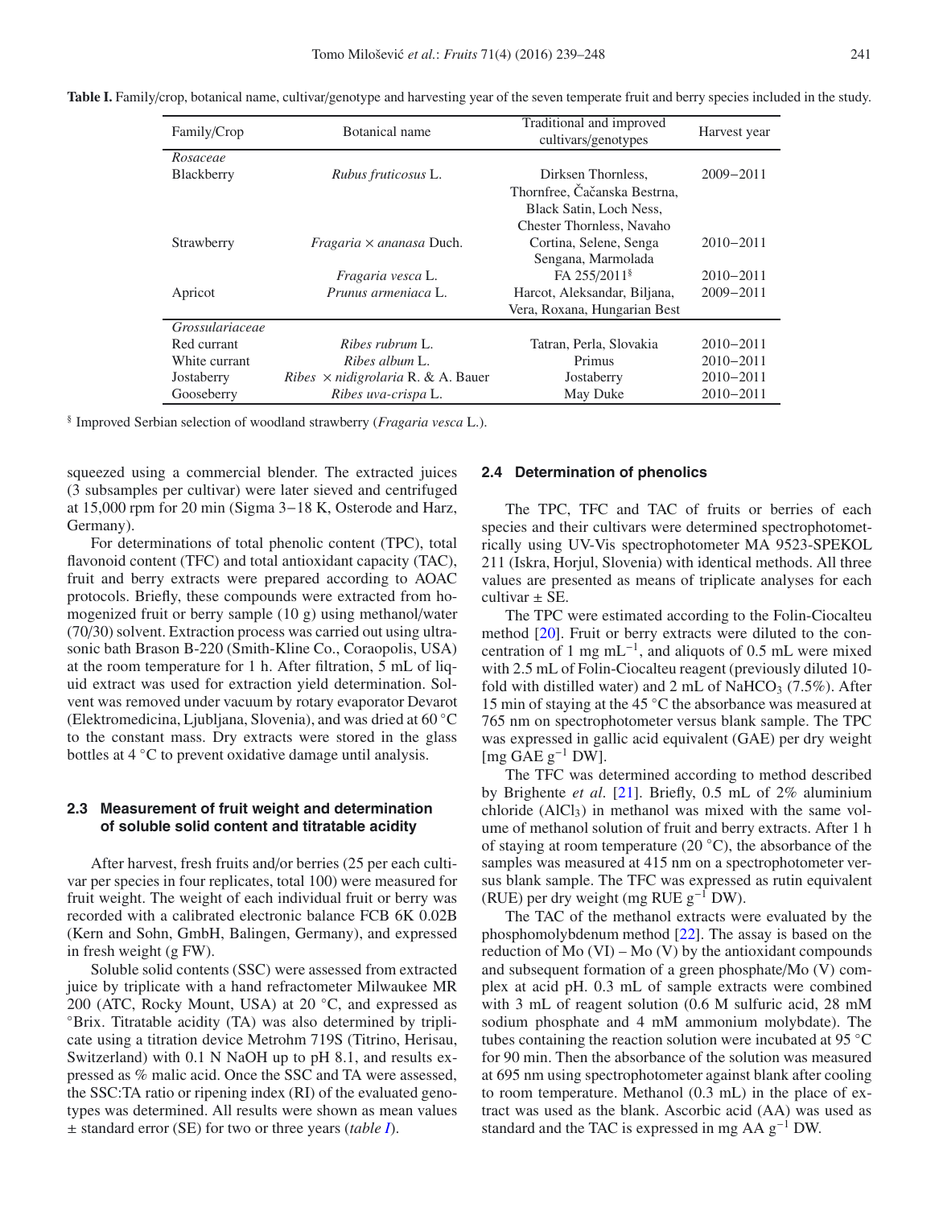**Table I.** Family/crop, botanical name, cultivar/genotype and harvesting year of the seven temperate fruit and berry species included in the study.

| Family/Crop | Botanical name | Traditional and improved cultivars/genotypes | Harvest year |
|---|---|---|---|
| *Rosaceae* | | | |
| Blackberry | *Rubus fruticosus* L. | Dirksen Thornless, Thornfree, Čačanska Bestrna, Black Satin, Loch Ness, Chester Thornless, Navaho | 2009–2011 |
| Strawberry | *Fragaria* × *ananasa* Duch. | Cortina, Selene, Senga Sengana, Marmolada | 2010–2011 |
| | *Fragaria vesca* L. | FA 255/2011[§] | 2010–2011 |
| Apricot | *Prunus armeniaca* L. | Harcot, Aleksandar, Biljana, Vera, Roxana, Hungarian Best | 2009–2011 |
| *Grossulariaceae* | | | |
| Red currant | *Ribes rubrum* L. | Tatran, Perla, Slovakia | 2010–2011 |
| White currant | *Ribes album* L. | Primus | 2010–2011 |
| Jostaberry | *Ribes* × *nidigrolaria* R. & A. Bauer | Jostaberry | 2010–2011 |
| Gooseberry | *Ribes uva-crispa* L. | May Duke | 2010–2011 |

[§] Improved Serbian selection of woodland strawberry (*Fragaria vesca* L.).

squeezed using a commercial blender. The extracted juices (3 subsamples per cultivar) were later sieved and centrifuged at 15,000 rpm for 20 min (Sigma 3−18 K, Osterode and Harz, Germany).

For determinations of total phenolic content (TPC), total flavonoid content (TFC) and total antioxidant capacity (TAC), fruit and berry extracts were prepared according to AOAC protocols. Briefly, these compounds were extracted from homogenized fruit or berry sample (10 g) using methanol/water (70/30) solvent. Extraction process was carried out using ultrasonic bath Brason B-220 (Smith-Kline Co., Coraopolis, USA) at the room temperature for 1 h. After filtration, 5 mL of liquid extract was used for extraction yield determination. Solvent was removed under vacuum by rotary evaporator Devarot (Elektromedicina, Ljubljana, Slovenia), and was dried at 60 °C to the constant mass. Dry extracts were stored in the glass bottles at 4 °C to prevent oxidative damage until analysis.

### 2.3 Measurement of fruit weight and determination of soluble solid content and titratable acidity

After harvest, fresh fruits and/or berries (25 per each cultivar per species in four replicates, total 100) were measured for fruit weight. The weight of each individual fruit or berry was recorded with a calibrated electronic balance FCB 6K 0.02B (Kern and Sohn, GmbH, Balingen, Germany), and expressed in fresh weight (g FW).

Soluble solid contents (SSC) were assessed from extracted juice by triplicate with a hand refractometer Milwaukee MR 200 (ATC, Rocky Mount, USA) at 20 °C, and expressed as °Brix. Titratable acidity (TA) was also determined by triplicate using a titration device Metrohm 719S (Titrino, Herisau, Switzerland) with 0.1 N NaOH up to pH 8.1, and results expressed as % malic acid. Once the SSC and TA were assessed, the SSC:TA ratio or ripening index (RI) of the evaluated genotypes was determined. All results were shown as mean values ± standard error (SE) for two or three years (*table I*).

### 2.4 Determination of phenolics

The TPC, TFC and TAC of fruits or berries of each species and their cultivars were determined spectrophotometrically using UV-Vis spectrophotometer MA 9523-SPEKOL 211 (Iskra, Horjul, Slovenia) with identical methods. All three values are presented as means of triplicate analyses for each cultivar ± SE.

The TPC were estimated according to the Folin-Ciocalteu method [20]. Fruit or berry extracts were diluted to the concentration of 1 mg $mL^{-1}$, and aliquots of 0.5 mL were mixed with 2.5 mL of Folin-Ciocalteu reagent (previously diluted 10-fold with distilled water) and 2 mL of $NaHCO_3$ (7.5%). After 15 min of staying at the 45 °C the absorbance was measured at 765 nm on spectrophotometer versus blank sample. The TPC was expressed in gallic acid equivalent (GAE) per dry weight [mg GAE $g^{-1}$ DW].

The TFC was determined according to method described by Brighente *et al*. [21]. Briefly, 0.5 mL of 2% aluminium chloride ($AlCl_3$) in methanol was mixed with the same volume of methanol solution of fruit and berry extracts. After 1 h of staying at room temperature (20 °C), the absorbance of the samples was measured at 415 nm on a spectrophotometer versus blank sample. The TFC was expressed as rutin equivalent (RUE) per dry weight (mg RUE $g^{-1}$ DW).

The TAC of the methanol extracts were evaluated by the phosphomolybdenum method [22]. The assay is based on the reduction of Mo (VI) – Mo (V) by the antioxidant compounds and subsequent formation of a green phosphate/Mo (V) complex at acid pH. 0.3 mL of sample extracts were combined with 3 mL of reagent solution (0.6 M sulfuric acid, 28 mM sodium phosphate and 4 mM ammonium molybdate). The tubes containing the reaction solution were incubated at 95 °C for 90 min. Then the absorbance of the solution was measured at 695 nm using spectrophotometer against blank after cooling to room temperature. Methanol (0.3 mL) in the place of extract was used as the blank. Ascorbic acid (AA) was used as standard and the TAC is expressed in mg AA $g^{-1}$ DW.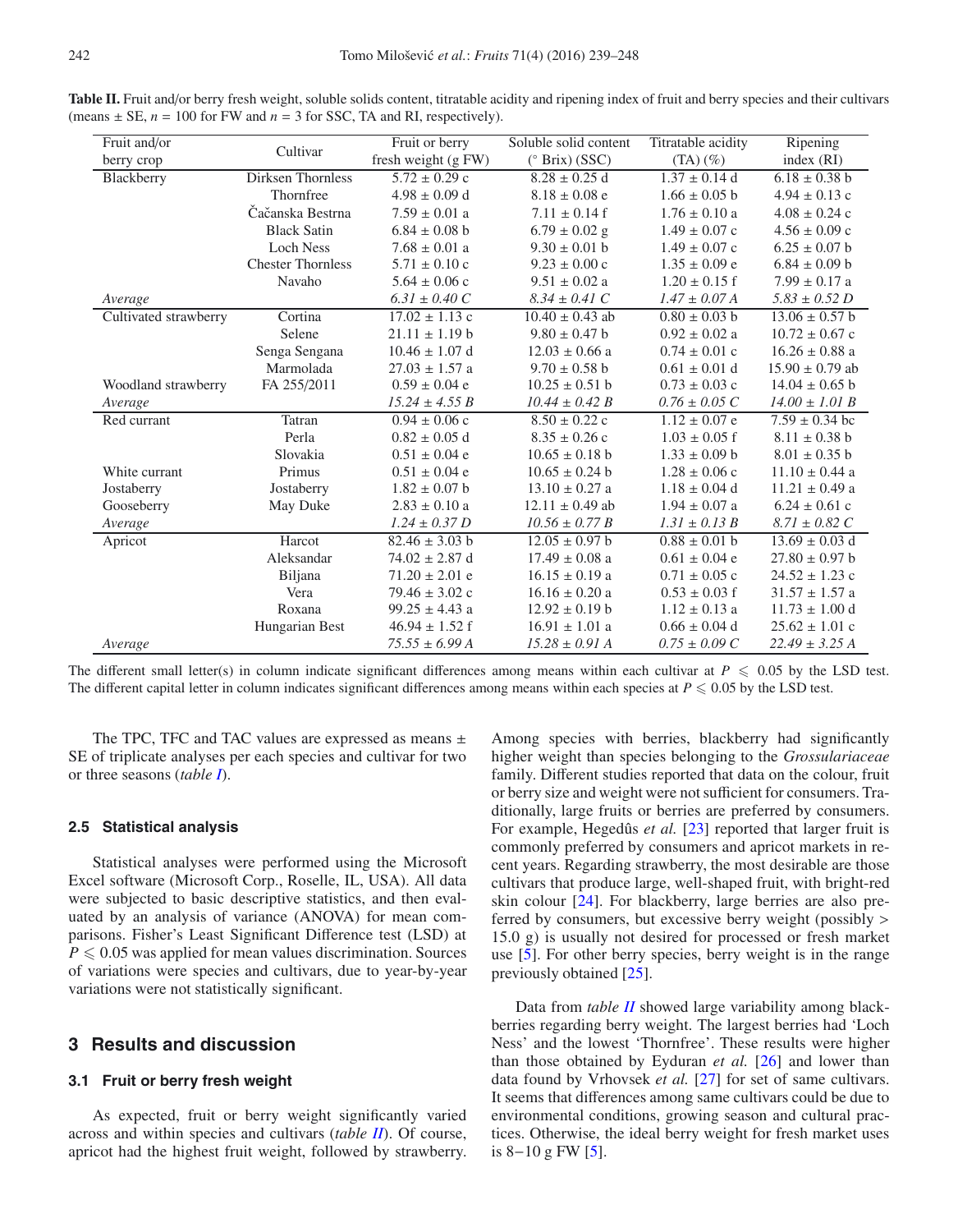**Table II.** Fruit and/or berry fresh weight, soluble solids content, titratable acidity and ripening index of fruit and berry species and their cultivars (means ± SE, $n = 100$ for FW and $n = 3$ for SSC, TA and RI, respectively).

| Fruit and/or berry crop | Cultivar | Fruit or berry fresh weight (g FW) | Soluble solid content (° Brix) (SSC) | Titratable acidity (TA) (%) | Ripening index (RI) |
|---|---|---|---|---|---|
| Blackberry | Dirksen Thornless | 5.72 ± 0.29 c | 8.28 ± 0.25 d | 1.37 ± 0.14 d | 6.18 ± 0.38 b |
| | Thornfree | 4.98 ± 0.09 d | 8.18 ± 0.08 e | 1.66 ± 0.05 b | 4.94 ± 0.13 c |
| | Čačanska Bestrna | 7.59 ± 0.01 a | 7.11 ± 0.14 f | 1.76 ± 0.10 a | 4.08 ± 0.24 c |
| | Black Satin | 6.84 ± 0.08 b | 6.79 ± 0.02 g | 1.49 ± 0.07 c | 4.56 ± 0.09 c |
| | Loch Ness | 7.68 ± 0.01 a | 9.30 ± 0.01 b | 1.49 ± 0.07 c | 6.25 ± 0.07 b |
| | Chester Thornless | 5.71 ± 0.10 c | 9.23 ± 0.00 c | 1.35 ± 0.09 e | 6.84 ± 0.09 b |
| | Navaho | 5.64 ± 0.06 c | 9.51 ± 0.02 a | 1.20 ± 0.15 f | 7.99 ± 0.17 a |
| *Average* | | *6.31 ± 0.40 C* | *8.34 ± 0.41 C* | *1.47 ± 0.07 A* | *5.83 ± 0.52 D* |
| Cultivated strawberry | Cortina | 17.02 ± 1.13 c | 10.40 ± 0.43 ab | 0.80 ± 0.03 b | 13.06 ± 0.57 b |
| | Selene | 21.11 ± 1.19 b | 9.80 ± 0.47 b | 0.92 ± 0.02 a | 10.72 ± 0.67 c |
| | Senga Sengana | 10.46 ± 1.07 d | 12.03 ± 0.66 a | 0.74 ± 0.01 c | 16.26 ± 0.88 a |
| | Marmolada | 27.03 ± 1.57 a | 9.70 ± 0.58 b | 0.61 ± 0.01 d | 15.90 ± 0.79 ab |
| Woodland strawberry | FA 255/2011 | 0.59 ± 0.04 e | 10.25 ± 0.51 b | 0.73 ± 0.03 c | 14.04 ± 0.65 b |
| *Average* | | *15.24 ± 4.55 B* | *10.44 ± 0.42 B* | *0.76 ± 0.05 C* | *14.00 ± 1.01 B* |
| Red currant | Tatran | 0.94 ± 0.06 c | 8.50 ± 0.22 c | 1.12 ± 0.07 e | 7.59 ± 0.34 bc |
| | Perla | 0.82 ± 0.05 d | 8.35 ± 0.26 c | 1.03 ± 0.05 f | 8.11 ± 0.38 b |
| | Slovakia | 0.51 ± 0.04 e | 10.65 ± 0.18 b | 1.33 ± 0.09 b | 8.01 ± 0.35 b |
| White currant | Primus | 0.51 ± 0.04 e | 10.65 ± 0.24 b | 1.28 ± 0.06 c | 11.10 ± 0.44 a |
| Jostaberry | Jostaberry | 1.82 ± 0.07 b | 13.10 ± 0.27 a | 1.18 ± 0.04 d | 11.21 ± 0.49 a |
| Gooseberry | May Duke | 2.83 ± 0.10 a | 12.11 ± 0.49 ab | 1.94 ± 0.07 a | 6.24 ± 0.61 c |
| *Average* | | *1.24 ± 0.37 D* | *10.56 ± 0.77 B* | *1.31 ± 0.13 B* | *8.71 ± 0.82 C* |
| Apricot | Harcot | 82.46 ± 3.03 b | 12.05 ± 0.97 b | 0.88 ± 0.01 b | 13.69 ± 0.03 d |
| | Aleksandar | 74.02 ± 2.87 d | 17.49 ± 0.08 a | 0.61 ± 0.04 e | 27.80 ± 0.97 b |
| | Biljana | 71.20 ± 2.01 e | 16.15 ± 0.19 a | 0.71 ± 0.05 c | 24.52 ± 1.23 c |
| | Vera | 79.46 ± 3.02 c | 16.16 ± 0.20 a | 0.53 ± 0.03 f | 31.57 ± 1.57 a |
| | Roxana | 99.25 ± 4.43 a | 12.92 ± 0.19 b | 1.12 ± 0.13 a | 11.73 ± 1.00 d |
| | Hungarian Best | 46.94 ± 1.52 f | 16.91 ± 1.01 a | 0.66 ± 0.04 d | 25.62 ± 1.01 c |
| *Average* | | *75.55 ± 6.99 A* | *15.28 ± 0.91 A* | *0.75 ± 0.09 C* | *22.49 ± 3.25 A* |

The different small letter(s) in column indicate significant differences among means within each cultivar at $P \leqslant 0.05$ by the LSD test. The different capital letter in column indicates significant differences among means within each species at $P \leqslant 0.05$ by the LSD test.

The TPC, TFC and TAC values are expressed as means ± SE of triplicate analyses per each species and cultivar for two or three seasons (*table I*).

### 2.5 Statistical analysis

Statistical analyses were performed using the Microsoft Excel software (Microsoft Corp., Roselle, IL, USA). All data were subjected to basic descriptive statistics, and then evaluated by an analysis of variance (ANOVA) for mean comparisons. Fisher's Least Significant Difference test (LSD) at $P \leqslant 0.05$ was applied for mean values discrimination. Sources of variations were species and cultivars, due to year-by-year variations were not statistically significant.

## 3 Results and discussion

### 3.1 Fruit or berry fresh weight

As expected, fruit or berry weight significantly varied across and within species and cultivars (*table II*). Of course, apricot had the highest fruit weight, followed by strawberry. Among species with berries, blackberry had significantly higher weight than species belonging to the *Grossulariaceae* family. Different studies reported that data on the colour, fruit or berry size and weight were not sufficient for consumers. Traditionally, large fruits or berries are preferred by consumers. For example, Hegedûs *et al.* [23] reported that larger fruit is commonly preferred by consumers and apricot markets in recent years. Regarding strawberry, the most desirable are those cultivars that produce large, well-shaped fruit, with bright-red skin colour [24]. For blackberry, large berries are also preferred by consumers, but excessive berry weight (possibly > 15.0 g) is usually not desired for processed or fresh market use [5]. For other berry species, berry weight is in the range previously obtained [25].

Data from *table II* showed large variability among blackberries regarding berry weight. The largest berries had 'Loch Ness' and the lowest 'Thornfree'. These results were higher than those obtained by Eyduran *et al.* [26] and lower than data found by Vrhovsek *et al.* [27] for set of same cultivars. It seems that differences among same cultivars could be due to environmental conditions, growing season and cultural practices. Otherwise, the ideal berry weight for fresh market uses is 8−10 g FW [5].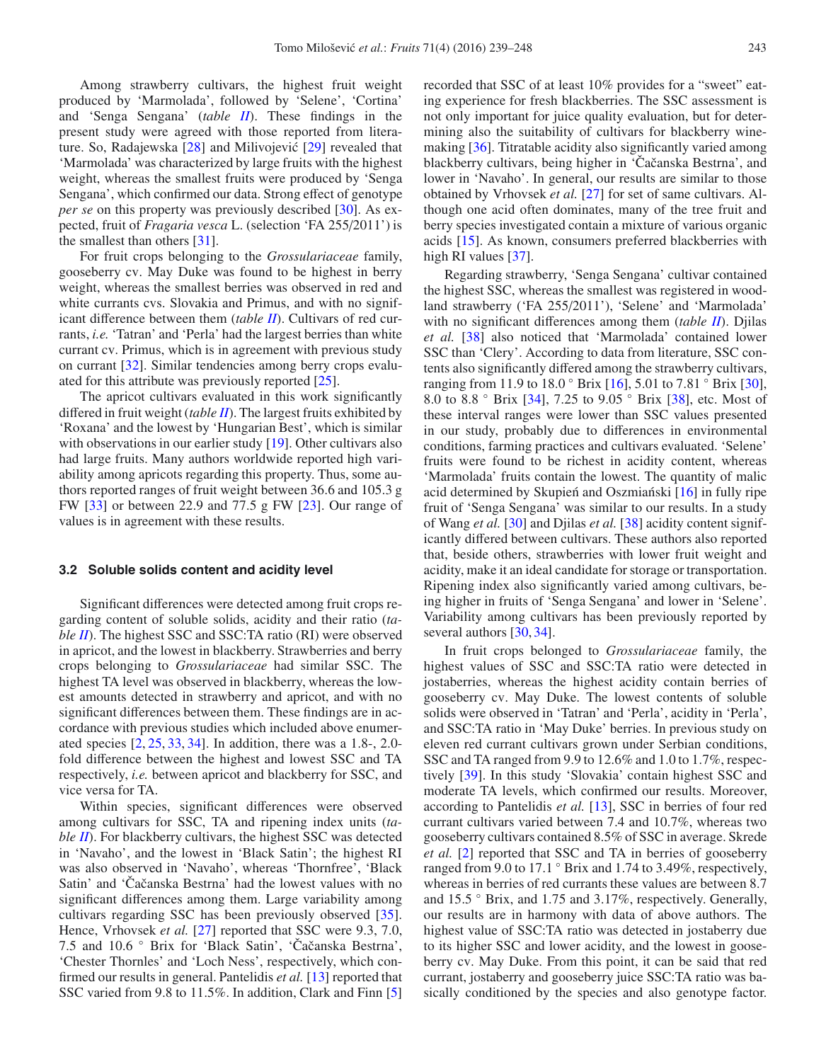Among strawberry cultivars, the highest fruit weight produced by 'Marmolada', followed by 'Selene', 'Cortina' and 'Senga Sengana' (*table II*). These findings in the present study were agreed with those reported from literature. So, Radajewska [28] and Milivojević [29] revealed that 'Marmolada' was characterized by large fruits with the highest weight, whereas the smallest fruits were produced by 'Senga Sengana', which confirmed our data. Strong effect of genotype *per se* on this property was previously described [30]. As expected, fruit of *Fragaria vesca* L. (selection 'FA 255/2011') is the smallest than others [31].

For fruit crops belonging to the *Grossulariaceae* family, gooseberry cv. May Duke was found to be highest in berry weight, whereas the smallest berries was observed in red and white currants cvs. Slovakia and Primus, and with no significant difference between them (*table II*). Cultivars of red currants, *i.e.* 'Tatran' and 'Perla' had the largest berries than white currant cv. Primus, which is in agreement with previous study on currant [32]. Similar tendencies among berry crops evaluated for this attribute was previously reported [25].

The apricot cultivars evaluated in this work significantly differed in fruit weight (*table II*). The largest fruits exhibited by 'Roxana' and the lowest by 'Hungarian Best', which is similar with observations in our earlier study [19]. Other cultivars also had large fruits. Many authors worldwide reported high variability among apricots regarding this property. Thus, some authors reported ranges of fruit weight between 36.6 and 105.3 g FW [33] or between 22.9 and 77.5 g FW [23]. Our range of values is in agreement with these results.

### 3.2 Soluble solids content and acidity level

Significant differences were detected among fruit crops regarding content of soluble solids, acidity and their ratio (*table II*). The highest SSC and SSC:TA ratio (RI) were observed in apricot, and the lowest in blackberry. Strawberries and berry crops belonging to *Grossulariaceae* had similar SSC. The highest TA level was observed in blackberry, whereas the lowest amounts detected in strawberry and apricot, and with no significant differences between them. These findings are in accordance with previous studies which included above enumerated species [2, 25, 33, 34]. In addition, there was a 1.8-, 2.0-fold difference between the highest and lowest SSC and TA respectively, *i.e.* between apricot and blackberry for SSC, and vice versa for TA.

Within species, significant differences were observed among cultivars for SSC, TA and ripening index units (*table II*). For blackberry cultivars, the highest SSC was detected in 'Navaho', and the lowest in 'Black Satin'; the highest RI was also observed in 'Navaho', whereas 'Thornfree', 'Black Satin' and 'Čačanska Bestrna' had the lowest values with no significant differences among them. Large variability among cultivars regarding SSC has been previously observed [35]. Hence, Vrhovsek *et al.* [27] reported that SSC were 9.3, 7.0, 7.5 and 10.6 ° Brix for 'Black Satin', 'Čačanska Bestrna', 'Chester Thornles' and 'Loch Ness', respectively, which confirmed our results in general. Pantelidis *et al.* [13] reported that SSC varied from 9.8 to 11.5%. In addition, Clark and Finn [5] recorded that SSC of at least 10% provides for a "sweet" eating experience for fresh blackberries. The SSC assessment is not only important for juice quality evaluation, but for determining also the suitability of cultivars for blackberry winemaking [36]. Titratable acidity also significantly varied among blackberry cultivars, being higher in 'Čačanska Bestrna', and lower in 'Navaho'. In general, our results are similar to those obtained by Vrhovsek *et al.* [27] for set of same cultivars. Although one acid often dominates, many of the tree fruit and berry species investigated contain a mixture of various organic acids [15]. As known, consumers preferred blackberries with high RI values [37].

Regarding strawberry, 'Senga Sengana' cultivar contained the highest SSC, whereas the smallest was registered in woodland strawberry ('FA 255/2011'), 'Selene' and 'Marmolada' with no significant differences among them (*table II*). Djilas *et al.* [38] also noticed that 'Marmolada' contained lower SSC than 'Clery'. According to data from literature, SSC contents also significantly differed among the strawberry cultivars, ranging from 11.9 to 18.0 ° Brix [16], 5.01 to 7.81 ° Brix [30], 8.0 to 8.8 ° Brix [34], 7.25 to 9.05 ° Brix [38], etc. Most of these interval ranges were lower than SSC values presented in our study, probably due to differences in environmental conditions, farming practices and cultivars evaluated. 'Selene' fruits were found to be richest in acidity content, whereas 'Marmolada' fruits contain the lowest. The quantity of malic acid determined by Skupień and Oszmiański [16] in fully ripe fruit of 'Senga Sengana' was similar to our results. In a study of Wang *et al.* [30] and Djilas *et al.* [38] acidity content significantly differed between cultivars. These authors also reported that, beside others, strawberries with lower fruit weight and acidity, make it an ideal candidate for storage or transportation. Ripening index also significantly varied among cultivars, being higher in fruits of 'Senga Sengana' and lower in 'Selene'. Variability among cultivars has been previously reported by several authors [30, 34].

In fruit crops belonged to *Grossulariaceae* family, the highest values of SSC and SSC:TA ratio were detected in jostaberries, whereas the highest acidity contain berries of gooseberry cv. May Duke. The lowest contents of soluble solids were observed in 'Tatran' and 'Perla', acidity in 'Perla', and SSC:TA ratio in 'May Duke' berries. In previous study on eleven red currant cultivars grown under Serbian conditions, SSC and TA ranged from 9.9 to 12.6% and 1.0 to 1.7%, respectively [39]. In this study 'Slovakia' contain highest SSC and moderate TA levels, which confirmed our results. Moreover, according to Pantelidis *et al.* [13], SSC in berries of four red currant cultivars varied between 7.4 and 10.7%, whereas two gooseberry cultivars contained 8.5% of SSC in average. Skrede *et al.* [2] reported that SSC and TA in berries of gooseberry ranged from 9.0 to 17.1 ° Brix and 1.74 to 3.49%, respectively, whereas in berries of red currants these values are between 8.7 and 15.5 ° Brix, and 1.75 and 3.17%, respectively. Generally, our results are in harmony with data of above authors. The highest value of SSC:TA ratio was detected in jostaberry due to its higher SSC and lower acidity, and the lowest in gooseberry cv. May Duke. From this point, it can be said that red currant, jostaberry and gooseberry juice SSC:TA ratio was basically conditioned by the species and also genotype factor.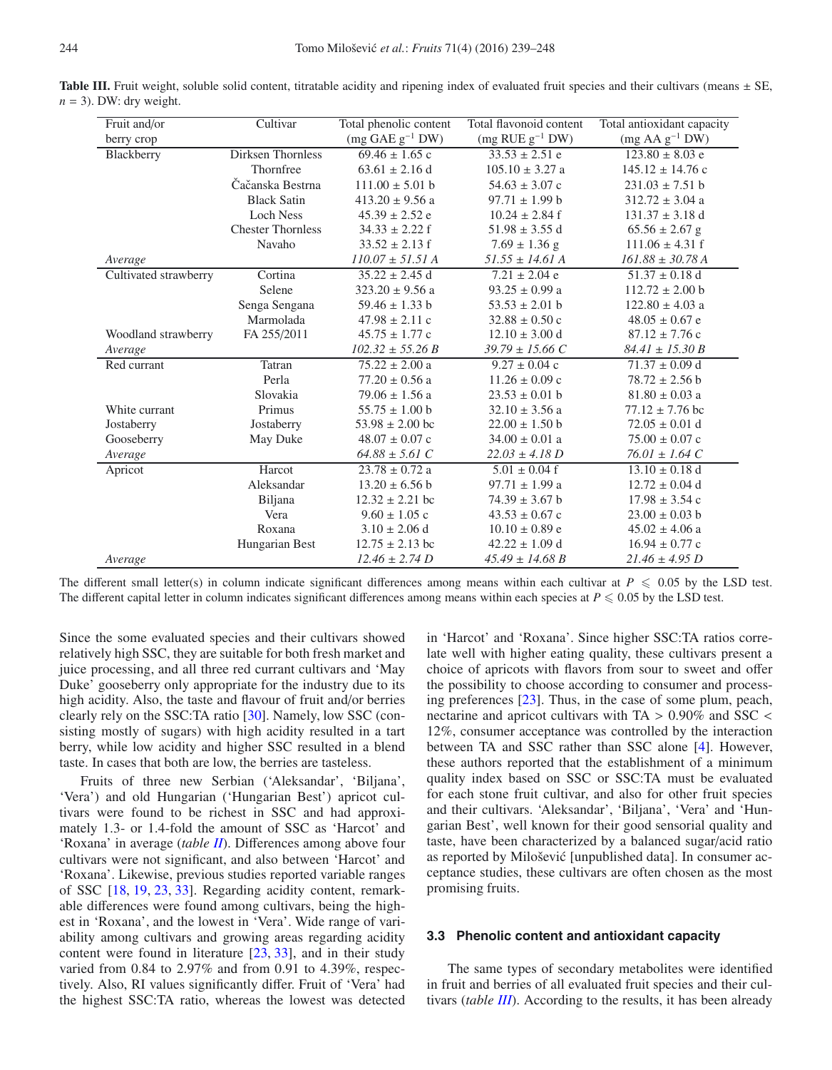**Table III.** Fruit weight, soluble solid content, titratable acidity and ripening index of evaluated fruit species and their cultivars (means ± SE, $n = 3$). DW: dry weight.

| Fruit and/or berry crop | Cultivar | Total phenolic content (mg GAE $g^{-1}$ DW) | Total flavonoid content (mg RUE $g^{-1}$ DW) | Total antioxidant capacity (mg AA $g^{-1}$ DW) |
|---|---|---|---|---|
| Blackberry | Dirksen Thornless | 69.46 ± 1.65 c | 33.53 ± 2.51 e | 123.80 ± 8.03 e |
| | Thornfree | 63.61 ± 2.16 d | 105.10 ± 3.27 a | 145.12 ± 14.76 c |
| | Čačanska Bestrna | 111.00 ± 5.01 b | 54.63 ± 3.07 c | 231.03 ± 7.51 b |
| | Black Satin | 413.20 ± 9.56 a | 97.71 ± 1.99 b | 312.72 ± 3.04 a |
| | Loch Ness | 45.39 ± 2.52 e | 10.24 ± 2.84 f | 131.37 ± 3.18 d |
| | Chester Thornless | 34.33 ± 2.22 f | 51.98 ± 3.55 d | 65.56 ± 2.67 g |
| | Navaho | 33.52 ± 2.13 f | 7.69 ± 1.36 g | 111.06 ± 4.31 f |
| *Average* | | *110.07 ± 51.51 A* | *51.55 ± 14.61 A* | *161.88 ± 30.78 A* |
| Cultivated strawberry | Cortina | 35.22 ± 2.45 d | 7.21 ± 2.04 e | 51.37 ± 0.18 d |
| | Selene | 323.20 ± 9.56 a | 93.25 ± 0.99 a | 112.72 ± 2.00 b |
| | Senga Sengana | 59.46 ± 1.33 b | 53.53 ± 2.01 b | 122.80 ± 4.03 a |
| | Marmolada | 47.98 ± 2.11 c | 32.88 ± 0.50 c | 48.05 ± 0.67 e |
| Woodland strawberry | FA 255/2011 | 45.75 ± 1.77 c | 12.10 ± 3.00 d | 87.12 ± 7.76 c |
| *Average* | | *102.32 ± 55.26 B* | *39.79 ± 15.66 C* | *84.41 ± 15.30 B* |
| Red currant | Tatran | 75.22 ± 2.00 a | 9.27 ± 0.04 c | 71.37 ± 0.09 d |
| | Perla | 77.20 ± 0.56 a | 11.26 ± 0.09 c | 78.72 ± 2.56 b |
| | Slovakia | 79.06 ± 1.56 a | 23.53 ± 0.01 b | 81.80 ± 0.03 a |
| White currant | Primus | 55.75 ± 1.00 b | 32.10 ± 3.56 a | 77.12 ± 7.76 bc |
| Jostaberry | Jostaberry | 53.98 ± 2.00 bc | 22.00 ± 1.50 b | 72.05 ± 0.01 d |
| Gooseberry | May Duke | 48.07 ± 0.07 c | 34.00 ± 0.01 a | 75.00 ± 0.07 c |
| *Average* | | *64.88 ± 5.61 C* | *22.03 ± 4.18 D* | *76.01 ± 1.64 C* |
| Apricot | Harcot | 23.78 ± 0.72 a | 5.01 ± 0.04 f | 13.10 ± 0.18 d |
| | Aleksandar | 13.20 ± 6.56 b | 97.71 ± 1.99 a | 12.72 ± 0.04 d |
| | Biljana | 12.32 ± 2.21 bc | 74.39 ± 3.67 b | 17.98 ± 3.54 c |
| | Vera | 9.60 ± 1.05 c | 43.53 ± 0.67 c | 23.00 ± 0.03 b |
| | Roxana | 3.10 ± 2.06 d | 10.10 ± 0.89 e | 45.02 ± 4.06 a |
| | Hungarian Best | 12.75 ± 2.13 bc | 42.22 ± 1.09 d | 16.94 ± 0.77 c |
| *Average* | | *12.46 ± 2.74 D* | *45.49 ± 14.68 B* | *21.46 ± 4.95 D* |

The different small letter(s) in column indicate significant differences among means within each cultivar at $P \leqslant 0.05$ by the LSD test. The different capital letter in column indicates significant differences among means within each species at $P \leqslant 0.05$ by the LSD test.

Since the some evaluated species and their cultivars showed relatively high SSC, they are suitable for both fresh market and juice processing, and all three red currant cultivars and 'May Duke' gooseberry only appropriate for the industry due to its high acidity. Also, the taste and flavour of fruit and/or berries clearly rely on the SSC:TA ratio [30]. Namely, low SSC (consisting mostly of sugars) with high acidity resulted in a tart berry, while low acidity and higher SSC resulted in a blend taste. In cases that both are low, the berries are tasteless.

Fruits of three new Serbian ('Aleksandar', 'Biljana', 'Vera') and old Hungarian ('Hungarian Best') apricot cultivars were found to be richest in SSC and had approximately 1.3- or 1.4-fold the amount of SSC as 'Harcot' and 'Roxana' in average (*table II*). Differences among above four cultivars were not significant, and also between 'Harcot' and 'Roxana'. Likewise, previous studies reported variable ranges of SSC [18, 19, 23, 33]. Regarding acidity content, remarkable differences were found among cultivars, being the highest in 'Roxana', and the lowest in 'Vera'. Wide range of variability among cultivars and growing areas regarding acidity content were found in literature [23, 33], and in their study varied from 0.84 to 2.97% and from 0.91 to 4.39%, respectively. Also, RI values significantly differ. Fruit of 'Vera' had the highest SSC:TA ratio, whereas the lowest was detected in 'Harcot' and 'Roxana'. Since higher SSC:TA ratios correlate well with higher eating quality, these cultivars present a choice of apricots with flavors from sour to sweet and offer the possibility to choose according to consumer and processing preferences [23]. Thus, in the case of some plum, peach, nectarine and apricot cultivars with TA > 0.90% and SSC < 12%, consumer acceptance was controlled by the interaction between TA and SSC rather than SSC alone [4]. However, these authors reported that the establishment of a minimum quality index based on SSC or SSC:TA must be evaluated for each stone fruit cultivar, and also for other fruit species and their cultivars. 'Aleksandar', 'Biljana', 'Vera' and 'Hungarian Best', well known for their good sensorial quality and taste, have been characterized by a balanced sugar/acid ratio as reported by Milošević [unpublished data]. In consumer acceptance studies, these cultivars are often chosen as the most promising fruits.

### 3.3 Phenolic content and antioxidant capacity

The same types of secondary metabolites were identified in fruit and berries of all evaluated fruit species and their cultivars (*table III*). According to the results, it has been already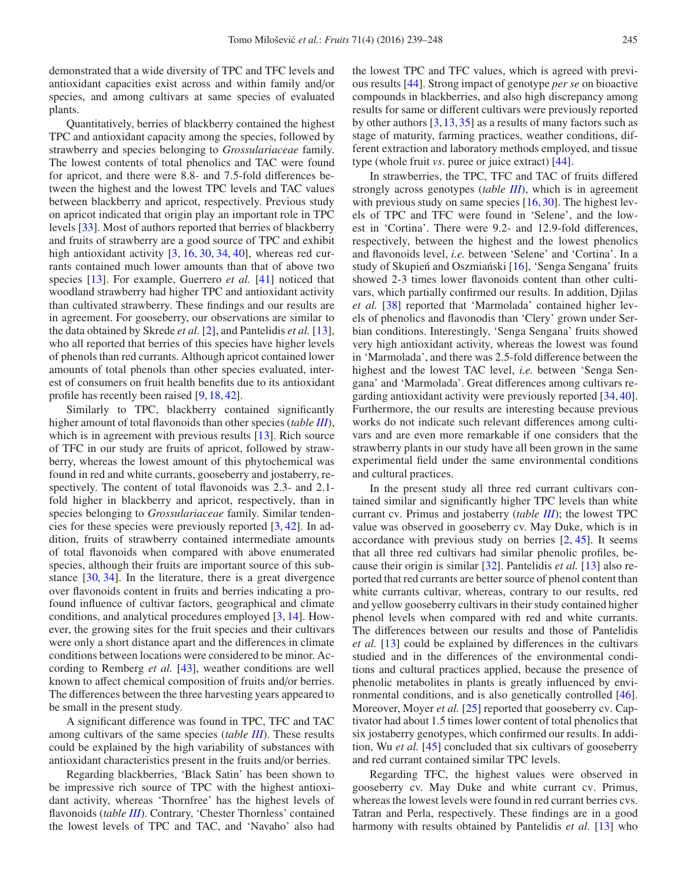demonstrated that a wide diversity of TPC and TFC levels and antioxidant capacities exist across and within family and/or species, and among cultivars at same species of evaluated plants.

Quantitatively, berries of blackberry contained the highest TPC and antioxidant capacity among the species, followed by strawberry and species belonging to *Grossulariaceae* family. The lowest contents of total phenolics and TAC were found for apricot, and there were 8.8- and 7.5-fold differences between the highest and the lowest TPC levels and TAC values between blackberry and apricot, respectively. Previous study on apricot indicated that origin play an important role in TPC levels [33]. Most of authors reported that berries of blackberry and fruits of strawberry are a good source of TPC and exhibit high antioxidant activity [3, 16, 30, 34, 40], whereas red currants contained much lower amounts than that of above two species [13]. For example, Guerrero *et al.* [41] noticed that woodland strawberry had higher TPC and antioxidant activity than cultivated strawberry. These findings and our results are in agreement. For gooseberry, our observations are similar to the data obtained by Skrede *et al.* [2], and Pantelidis *et al.* [13], who all reported that berries of this species have higher levels of phenols than red currants. Although apricot contained lower amounts of total phenols than other species evaluated, interest of consumers on fruit health benefits due to its antioxidant profile has recently been raised [9, 18, 42].

Similarly to TPC, blackberry contained significantly higher amount of total flavonoids than other species (*table III*), which is in agreement with previous results [13]. Rich source of TFC in our study are fruits of apricot, followed by strawberry, whereas the lowest amount of this phytochemical was found in red and white currants, gooseberry and jostaberry, respectively. The content of total flavonoids was 2.3- and 2.1-fold higher in blackberry and apricot, respectively, than in species belonging to *Grossulariaceae* family. Similar tendencies for these species were previously reported [3, 42]. In addition, fruits of strawberry contained intermediate amounts of total flavonoids when compared with above enumerated species, although their fruits are important source of this substance [30, 34]. In the literature, there is a great divergence over flavonoids content in fruits and berries indicating a profound influence of cultivar factors, geographical and climate conditions, and analytical procedures employed [3, 14]. However, the growing sites for the fruit species and their cultivars were only a short distance apart and the differences in climate conditions between locations were considered to be minor. According to Remberg *et al.* [43], weather conditions are well known to affect chemical composition of fruits and/or berries. The differences between the three harvesting years appeared to be small in the present study.

A significant difference was found in TPC, TFC and TAC among cultivars of the same species (*table III*). These results could be explained by the high variability of substances with antioxidant characteristics present in the fruits and/or berries.

Regarding blackberries, 'Black Satin' has been shown to be impressive rich source of TPC with the highest antioxidant activity, whereas 'Thornfree' has the highest levels of flavonoids (*table III*). Contrary, 'Chester Thornless' contained the lowest levels of TPC and TAC, and 'Navaho' also had the lowest TPC and TFC values, which is agreed with previous results [44]. Strong impact of genotype *per se* on bioactive compounds in blackberries, and also high discrepancy among results for same or different cultivars were previously reported by other authors [3, 13, 35] as a results of many factors such as stage of maturity, farming practices, weather conditions, different extraction and laboratory methods employed, and tissue type (whole fruit *vs*. puree or juice extract) [44].

In strawberries, the TPC, TFC and TAC of fruits differed strongly across genotypes (*table III*), which is in agreement with previous study on same species [16, 30]. The highest levels of TPC and TFC were found in 'Selene', and the lowest in 'Cortina'. There were 9.2- and 12.9-fold differences, respectively, between the highest and the lowest phenolics and flavonoids level, *i.e.* between 'Selene' and 'Cortina'. In a study of Skupień and Oszmiański [16], 'Senga Sengana' fruits showed 2-3 times lower flavonoids content than other cultivars, which partially confirmed our results. In addition, Djilas *et al.* [38] reported that 'Marmolada' contained higher levels of phenolics and flavonodis than 'Clery' grown under Serbian conditions. Interestingly, 'Senga Sengana' fruits showed very high antioxidant activity, whereas the lowest was found in 'Marmolada', and there was 2.5-fold difference between the highest and the lowest TAC level, *i.e.* between 'Senga Sengana' and 'Marmolada'. Great differences among cultivars regarding antioxidant activity were previously reported [34, 40]. Furthermore, the our results are interesting because previous works do not indicate such relevant differences among cultivars and are even more remarkable if one considers that the strawberry plants in our study have all been grown in the same experimental field under the same environmental conditions and cultural practices.

In the present study all three red currant cultivars contained similar and significantly higher TPC levels than white currant cv. Primus and jostaberry (*table III*); the lowest TPC value was observed in gooseberry cv. May Duke, which is in accordance with previous study on berries [2, 45]. It seems that all three red cultivars had similar phenolic profiles, because their origin is similar [32]. Pantelidis *et al.* [13] also reported that red currants are better source of phenol content than white currants cultivar, whereas, contrary to our results, red and yellow gooseberry cultivars in their study contained higher phenol levels when compared with red and white currants. The differences between our results and those of Pantelidis *et al.* [13] could be explained by differences in the cultivars studied and in the differences of the environmental conditions and cultural practices applied, because the presence of phenolic metabolites in plants is greatly influenced by environmental conditions, and is also genetically controlled [46]. Moreover, Moyer *et al.* [25] reported that gooseberry cv. Captivator had about 1.5 times lower content of total phenolics that six jostaberry genotypes, which confirmed our results. In addition, Wu *et al.* [45] concluded that six cultivars of gooseberry and red currant contained similar TPC levels.

Regarding TFC, the highest values were observed in gooseberry cv. May Duke and white currant cv. Primus, whereas the lowest levels were found in red currant berries cvs. Tatran and Perla, respectively. These findings are in a good harmony with results obtained by Pantelidis *et al.* [13] who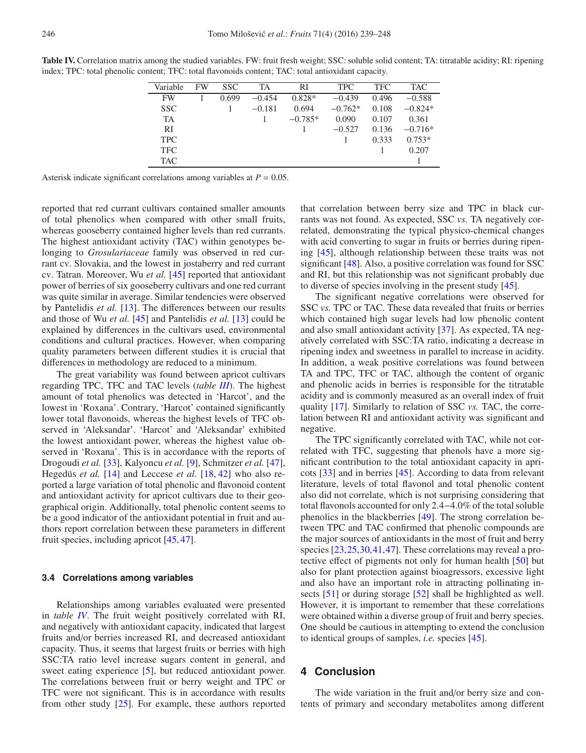**Table IV.** Correlation matrix among the studied variables. FW: fruit fresh weight; SSC: soluble solid content; TA: titratable acidity; RI: ripening index; TPC: total phenolic content; TFC: total flavonoids content; TAC: total antioxidant capacity.

| Variable | FW | SSC | TA | RI | TPC | TFC | TAC |
|---|---|---|---|---|---|---|---|
| FW | 1 | 0.699 | −0.454 | 0.828* | −0.439 | 0.496 | −0.588 |
| SSC | | 1 | −0.181 | 0.694 | −0.762* | 0.108 | −0.824* |
| TA | | | 1 | −0.785* | 0.090 | 0.107 | 0.361 |
| RI | | | | 1 | −0.527 | 0.136 | −0.716* |
| TPC | | | | | 1 | 0.333 | 0.753* |
| TFC | | | | | | 1 | 0.207 |
| TAC | | | | | | | 1 |

Asterisk indicate significant correlations among variables at $P = 0.05$.

reported that red currant cultivars contained smaller amounts of total phenolics when compared with other small fruits, whereas gooseberry contained higher levels than red currants. The highest antioxidant activity (TAC) within genotypes belonging to *Grosulariaceae* family was observed in red currant cv. Slovakia, and the lowest in jostaberry and red currant cv. Tatran. Moreover, Wu *et al.* [45] reported that antioxidant power of berries of six gooseberry cultivars and one red currant was quite similar in average. Similar tendencies were observed by Pantelidis *et al.* [13]. The differences between our results and those of Wu *et al.* [45] and Pantelidis *et al.* [13] could be explained by differences in the cultivars used, environmental conditions and cultural practices. However, when comparing quality parameters between different studies it is crucial that differences in methodology are reduced to a minimum.

The great variability was found between apricot cultivars regarding TPC, TFC and TAC levels (*table III*). The highest amount of total phenolics was detected in 'Harcot', and the lowest in 'Roxana'. Contrary, 'Harcot' contained significantly lower total flavonoids, whereas the highest levels of TFC observed in 'Aleksandar'. 'Harcot' and 'Aleksandar' exhibited the lowest antioxidant power, whereas the highest value observed in 'Roxana'. This is in accordance with the reports of Drogoudi *et al.* [33], Kalyoncu *et al.* [9], Schmitzer *et al.* [47], Hegedüs *et al.* [14] and Leccese *et al.* [18, 42] who also reported a large variation of total phenolic and flavonoid content and antioxidant activity for apricot cultivars due to their geographical origin. Additionally, total phenolic content seems to be a good indicator of the antioxidant potential in fruit and authors report correlation between these parameters in different fruit species, including apricot [45, 47].

### 3.4 Correlations among variables

Relationships among variables evaluated were presented in *table IV*. The fruit weight positively correlated with RI, and negatively with antioxidant capacity, indicated that largest fruits and/or berries increased RI, and decreased antioxidant capacity. Thus, it seems that largest fruits or berries with high SSC:TA ratio level increase sugars content in general, and sweet eating experience [5], but reduced antioxidant power. The correlations between fruit or berry weight and TPC or TFC were not significant. This is in accordance with results from other study [25]. For example, these authors reported that correlation between berry size and TPC in black currants was not found. As expected, SSC *vs.* TA negatively correlated, demonstrating the typical physico-chemical changes with acid converting to sugar in fruits or berries during ripening [45], although relationship between these traits was not significant [48]. Also, a positive correlation was found for SSC and RI, but this relationship was not significant probably due to diverse of species involving in the present study [45].

The significant negative correlations were observed for SSC *vs.* TPC or TAC. These data revealed that fruits or berries which contained high sugar levels had low phenolic content and also small antioxidant activity [37]. As expected, TA negatively correlated with SSC:TA ratio, indicating a decrease in ripening index and sweetness in parallel to increase in acidity. In addition, a weak positive correlations was found between TA and TPC, TFC or TAC, although the content of organic and phenolic acids in berries is responsible for the titratable acidity and is commonly measured as an overall index of fruit quality [17]. Similarly to relation of SSC *vs.* TAC, the correlation between RI and antioxidant activity was significant and negative.

The TPC significantly correlated with TAC, while not correlated with TFC, suggesting that phenols have a more significant contribution to the total antioxidant capacity in apricots [33] and in berries [45]. According to data from relevant literature, levels of total flavonol and total phenolic content also did not correlate, which is not surprising considering that total flavonols accounted for only 2.4−4.0% of the total soluble phenolics in the blackberries [49]. The strong correlation between TPC and TAC confirmed that phenolic compounds are the major sources of antioxidants in the most of fruit and berry species [23, 25, 30, 41, 47]. These correlations may reveal a protective effect of pigments not only for human health [50] but also for plant protection against bioagressors, excessive light and also have an important role in attracting pollinating insects [51] or during storage [52] shall be highlighted as well. However, it is important to remember that these correlations were obtained within a diverse group of fruit and berry species. One should be cautious in attempting to extend the conclusion to identical groups of samples, *i.e.* species [45].

## 4 Conclusion

The wide variation in the fruit and/or berry size and contents of primary and secondary metabolites among different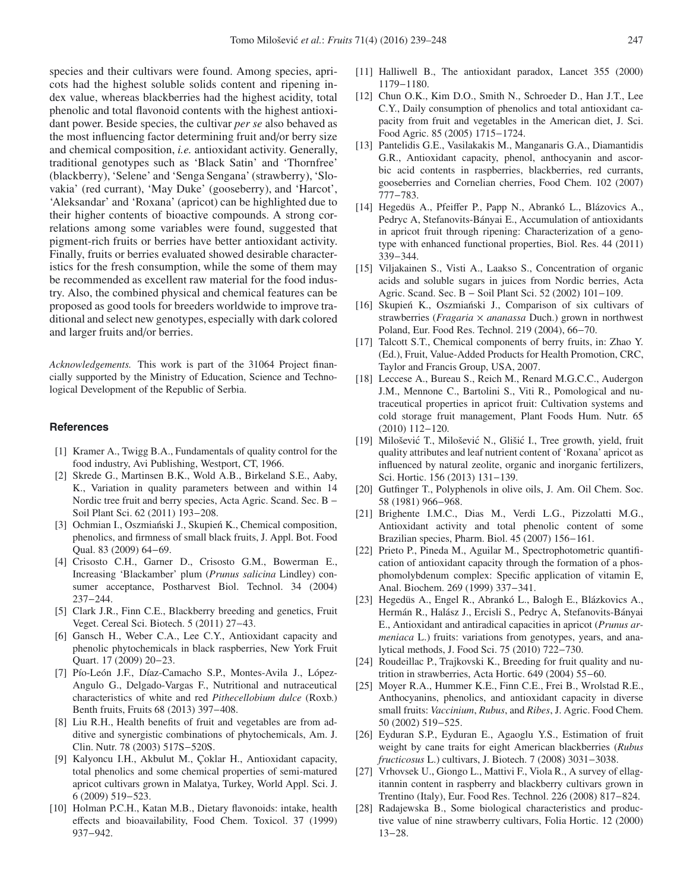species and their cultivars were found. Among species, apricots had the highest soluble solids content and ripening index value, whereas blackberries had the highest acidity, total phenolic and total flavonoid contents with the highest antioxidant power. Beside species, the cultivar *per se* also behaved as the most influencing factor determining fruit and/or berry size and chemical composition, *i.e.* antioxidant activity. Generally, traditional genotypes such as 'Black Satin' and 'Thornfree' (blackberry), 'Selene' and 'Senga Sengana' (strawberry), 'Slovakia' (red currant), 'May Duke' (gooseberry), and 'Harcot', 'Aleksandar' and 'Roxana' (apricot) can be highlighted due to their higher contents of bioactive compounds. A strong correlations among some variables were found, suggested that pigment-rich fruits or berries have better antioxidant activity. Finally, fruits or berries evaluated showed desirable characteristics for the fresh consumption, while the some of them may be recommended as excellent raw material for the food industry. Also, the combined physical and chemical features can be proposed as good tools for breeders worldwide to improve traditional and select new genotypes, especially with dark colored and larger fruits and/or berries.

*Acknowledgements.* This work is part of the 31064 Project financially supported by the Ministry of Education, Science and Technological Development of the Republic of Serbia.

## References

[1] Kramer A., Twigg B.A., Fundamentals of quality control for the food industry, Avi Publishing, Westport, CT, 1966.

[2] Skrede G., Martinsen B.K., Wold A.B., Birkeland S.E., Aaby, K., Variation in quality parameters between and within 14 Nordic tree fruit and berry species, Acta Agric. Scand. Sec. B – Soil Plant Sci. 62 (2011) 193–208.

[3] Ochmian I., Oszmiański J., Skupień K., Chemical composition, phenolics, and firmness of small black fruits, J. Appl. Bot. Food Qual. 83 (2009) 64–69.

[4] Crisosto C.H., Garner D., Crisosto G.M., Bowerman E., Increasing 'Blackamber' plum (*Prunus salicina* Lindley) consumer acceptance, Postharvest Biol. Technol. 34 (2004) 237–244.

[5] Clark J.R., Finn C.E., Blackberry breeding and genetics, Fruit Veget. Cereal Sci. Biotech. 5 (2011) 27–43.

[6] Gansch H., Weber C.A., Lee C.Y., Antioxidant capacity and phenolic phytochemicals in black raspberries, New York Fruit Quart. 17 (2009) 20–23.

[7] Pío-León J.F., Díaz-Camacho S.P., Montes-Avila J., López-Angulo G., Delgado-Vargas F., Nutritional and nutraceutical characteristics of white and red *Pithecellobium dulce* (Roxb.) Benth fruits, Fruits 68 (2013) 397–408.

[8] Liu R.H., Health benefits of fruit and vegetables are from additive and synergistic combinations of phytochemicals, Am. J. Clin. Nutr. 78 (2003) 517S–520S.

[9] Kalyoncu I.H., Akbulut M., Çoklar H., Antioxidant capacity, total phenolics and some chemical properties of semi-matured apricot cultivars grown in Malatya, Turkey, World Appl. Sci. J. 6 (2009) 519–523.

[10] Holman P.C.H., Katan M.B., Dietary flavonoids: intake, health effects and bioavailability, Food Chem. Toxicol. 37 (1999) 937–942.

[11] Halliwell B., The antioxidant paradox, Lancet 355 (2000) 1179–1180.

[12] Chun O.K., Kim D.O., Smith N., Schroeder D., Han J.T., Lee C.Y., Daily consumption of phenolics and total antioxidant capacity from fruit and vegetables in the American diet, J. Sci. Food Agric. 85 (2005) 1715–1724.

[13] Pantelidis G.E., Vasilakakis M., Manganaris G.A., Diamantidis G.R., Antioxidant capacity, phenol, anthocyanin and ascorbic acid contents in raspberries, blackberries, red currants, gooseberries and Cornelian cherries, Food Chem. 102 (2007) 777–783.

[14] Hegedüs A., Pfeiffer P., Papp N., Abrankó L., Blázovics A., Pedryc A, Stefanovits-Bányai E., Accumulation of antioxidants in apricot fruit through ripening: Characterization of a genotype with enhanced functional properties, Biol. Res. 44 (2011) 339–344.

[15] Viljakainen S., Visti A., Laakso S., Concentration of organic acids and soluble sugars in juices from Nordic berries, Acta Agric. Scand. Sec. B – Soil Plant Sci. 52 (2002) 101–109.

[16] Skupień K., Oszmiański J., Comparison of six cultivars of strawberries (*Fragaria* × *ananassa* Duch.) grown in northwest Poland, Eur. Food Res. Technol. 219 (2004), 66–70.

[17] Talcott S.T., Chemical components of berry fruits, in: Zhao Y. (Ed.), Fruit, Value-Added Products for Health Promotion, CRC, Taylor and Francis Group, USA, 2007.

[18] Leccese A., Bureau S., Reich M., Renard M.G.C.C., Audergon J.M., Mennone C., Bartolini S., Viti R., Pomological and nutraceutical properties in apricot fruit: Cultivation systems and cold storage fruit management, Plant Foods Hum. Nutr. 65 (2010) 112–120.

[19] Milošević T., Milošević N., Glišić I., Tree growth, yield, fruit quality attributes and leaf nutrient content of 'Roxana' apricot as influenced by natural zeolite, organic and inorganic fertilizers, Sci. Hortic. 156 (2013) 131–139.

[20] Gutfinger T., Polyphenols in olive oils, J. Am. Oil Chem. Soc. 58 (1981) 966–968.

[21] Brighente I.M.C., Dias M., Verdi L.G., Pizzolatti M.G., Antioxidant activity and total phenolic content of some Brazilian species, Pharm. Biol. 45 (2007) 156–161.

[22] Prieto P., Pineda M., Aguilar M., Spectrophotometric quantification of antioxidant capacity through the formation of a phosphomolybdenum complex: Specific application of vitamin E, Anal. Biochem. 269 (1999) 337–341.

[23] Hegedüs A., Engel R., Abrankó L., Balogh E., Blázkovics A., Hermán R., Halász J., Ercisli S., Pedryc A, Stefanovits-Bányai E., Antioxidant and antiradical capacities in apricot (*Prunus armeniaca* L.) fruits: variations from genotypes, years, and analytical methods, J. Food Sci. 75 (2010) 722–730.

[24] Roudeillac P., Trajkovski K., Breeding for fruit quality and nutrition in strawberries, Acta Hortic. 649 (2004) 55–60.

[25] Moyer R.A., Hummer K.E., Finn C.E., Frei B., Wrolstad R.E., Anthocyanins, phenolics, and antioxidant capacity in diverse small fruits: *Vaccinium*, *Rubus*, and *Ribes*, J. Agric. Food Chem. 50 (2002) 519–525.

[26] Eyduran S.P., Eyduran E., Agaoglu Y.S., Estimation of fruit weight by cane traits for eight American blackberries (*Rubus fructicosus* L.) cultivars, J. Biotech. 7 (2008) 3031–3038.

[27] Vrhovsek U., Giongo L., Mattivi F., Viola R., A survey of ellagitannin content in raspberry and blackberry cultivars grown in Trentino (Italy), Eur. Food Res. Technol. 226 (2008) 817–824.

[28] Radajewska B., Some biological characteristics and productive value of nine strawberry cultivars, Folia Hortic. 12 (2000) 13–28.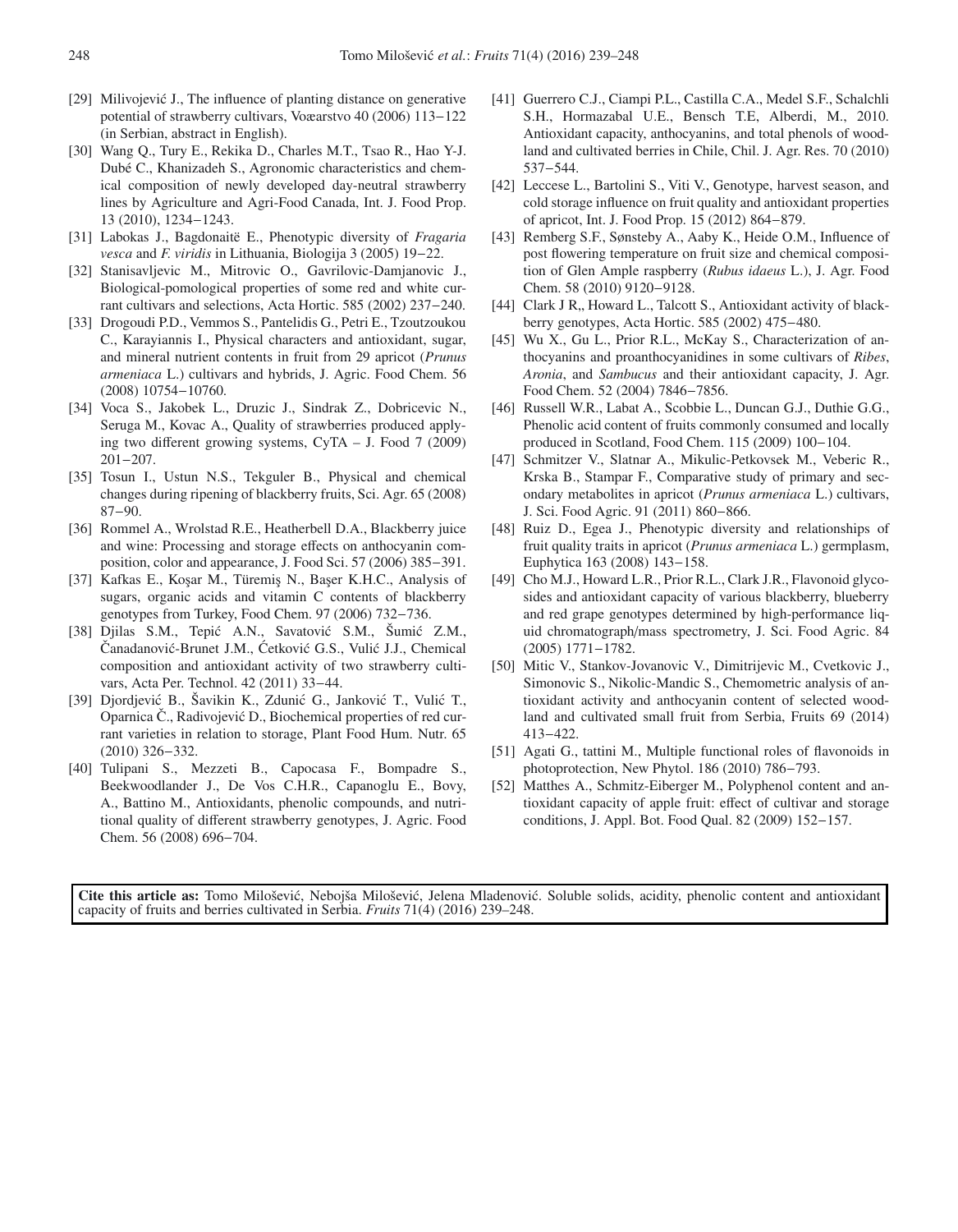[29] Milivojević J., The influence of planting distance on generative potential of strawberry cultivars, Voæarstvo 40 (2006) 113–122 (in Serbian, abstract in English).

[30] Wang Q., Tury E., Rekika D., Charles M.T., Tsao R., Hao Y-J. Dubé C., Khanizadeh S., Agronomic characteristics and chemical composition of newly developed day-neutral strawberry lines by Agriculture and Agri-Food Canada, Int. J. Food Prop. 13 (2010), 1234–1243.

[31] Labokas J., Bagdonaitë E., Phenotypic diversity of *Fragaria vesca* and *F. viridis* in Lithuania, Biologija 3 (2005) 19–22.

[32] Stanisavljevic M., Mitrovic O., Gavrilovic-Damjanovic J., Biological-pomological properties of some red and white currant cultivars and selections, Acta Hortic. 585 (2002) 237–240.

[33] Drogoudi P.D., Vemmos S., Pantelidis G., Petri E., Tzoutzoukou C., Karayiannis I., Physical characters and antioxidant, sugar, and mineral nutrient contents in fruit from 29 apricot (*Prunus armeniaca* L.) cultivars and hybrids, J. Agric. Food Chem. 56 (2008) 10754–10760.

[34] Voca S., Jakobek L., Druzic J., Sindrak Z., Dobricevic N., Seruga M., Kovac A., Quality of strawberries produced applying two different growing systems, CyTA – J. Food 7 (2009) 201–207.

[35] Tosun I., Ustun N.S., Tekguler B., Physical and chemical changes during ripening of blackberry fruits, Sci. Agr. 65 (2008) 87–90.

[36] Rommel A., Wrolstad R.E., Heatherbell D.A., Blackberry juice and wine: Processing and storage effects on anthocyanin composition, color and appearance, J. Food Sci. 57 (2006) 385–391.

[37] Kafkas E., Koşar M., Türemiş N., Başer K.H.C., Analysis of sugars, organic acids and vitamin C contents of blackberry genotypes from Turkey, Food Chem. 97 (2006) 732–736.

[38] Djilas S.M., Tepić A.N., Savatović S.M., Šumić Z.M., Čanadanović-Brunet J.M., Ćetković G.S., Vulić J.J., Chemical composition and antioxidant activity of two strawberry cultivars, Acta Per. Technol. 42 (2011) 33–44.

[39] Djordjević B., Šavikin K., Zdunić G., Janković T., Vulić T., Oparnica Č., Radivojević D., Biochemical properties of red currant varieties in relation to storage, Plant Food Hum. Nutr. 65 (2010) 326–332.

[40] Tulipani S., Mezzeti B., Capocasa F., Bompadre S., Beekwoodlander J., De Vos C.H.R., Capanoglu E., Bovy, A., Battino M., Antioxidants, phenolic compounds, and nutritional quality of different strawberry genotypes, J. Agric. Food Chem. 56 (2008) 696–704.

[41] Guerrero C.J., Ciampi P.L., Castilla C.A., Medel S.F., Schalchli S.H., Hormazabal U.E., Bensch T.E, Alberdi, M., 2010. Antioxidant capacity, anthocyanins, and total phenols of woodland and cultivated berries in Chile, Chil. J. Agr. Res. 70 (2010) 537–544.

[42] Leccese L., Bartolini S., Viti V., Genotype, harvest season, and cold storage influence on fruit quality and antioxidant properties of apricot, Int. J. Food Prop. 15 (2012) 864–879.

[43] Remberg S.F., Sønsteby A., Aaby K., Heide O.M., Influence of post flowering temperature on fruit size and chemical composition of Glen Ample raspberry (*Rubus idaeus* L.), J. Agr. Food Chem. 58 (2010) 9120–9128.

[44] Clark J R,, Howard L., Talcott S., Antioxidant activity of blackberry genotypes, Acta Hortic. 585 (2002) 475–480.

[45] Wu X., Gu L., Prior R.L., McKay S., Characterization of anthocyanins and proanthocyanidines in some cultivars of *Ribes*, *Aronia*, and *Sambucus* and their antioxidant capacity, J. Agr. Food Chem. 52 (2004) 7846–7856.

[46] Russell W.R., Labat A., Scobbie L., Duncan G.J., Duthie G.G., Phenolic acid content of fruits commonly consumed and locally produced in Scotland, Food Chem. 115 (2009) 100–104.

[47] Schmitzer V., Slatnar A., Mikulic-Petkovsek M., Veberic R., Krska B., Stampar F., Comparative study of primary and secondary metabolites in apricot (*Prunus armeniaca* L.) cultivars, J. Sci. Food Agric. 91 (2011) 860–866.

[48] Ruiz D., Egea J., Phenotypic diversity and relationships of fruit quality traits in apricot (*Prunus armeniaca* L.) germplasm, Euphytica 163 (2008) 143–158.

[49] Cho M.J., Howard L.R., Prior R.L., Clark J.R., Flavonoid glycosides and antioxidant capacity of various blackberry, blueberry and red grape genotypes determined by high-performance liquid chromatograph/mass spectrometry, J. Sci. Food Agric. 84 (2005) 1771–1782.

[50] Mitic V., Stankov-Jovanovic V., Dimitrijevic M., Cvetkovic J., Simonovic S., Nikolic-Mandic S., Chemometric analysis of antioxidant activity and anthocyanin content of selected woodland and cultivated small fruit from Serbia, Fruits 69 (2014) 413–422.

[51] Agati G., tattini M., Multiple functional roles of flavonoids in photoprotection, New Phytol. 186 (2010) 786–793.

[52] Matthes A., Schmitz-Eiberger M., Polyphenol content and antioxidant capacity of apple fruit: effect of cultivar and storage conditions, J. Appl. Bot. Food Qual. 82 (2009) 152–157.

**Cite this article as:** Tomo Milošević, Nebojša Milošević, Jelena Mladenović. Soluble solids, acidity, phenolic content and antioxidant capacity of fruits and berries cultivated in Serbia. *Fruits* 71(4) (2016) 239–248.